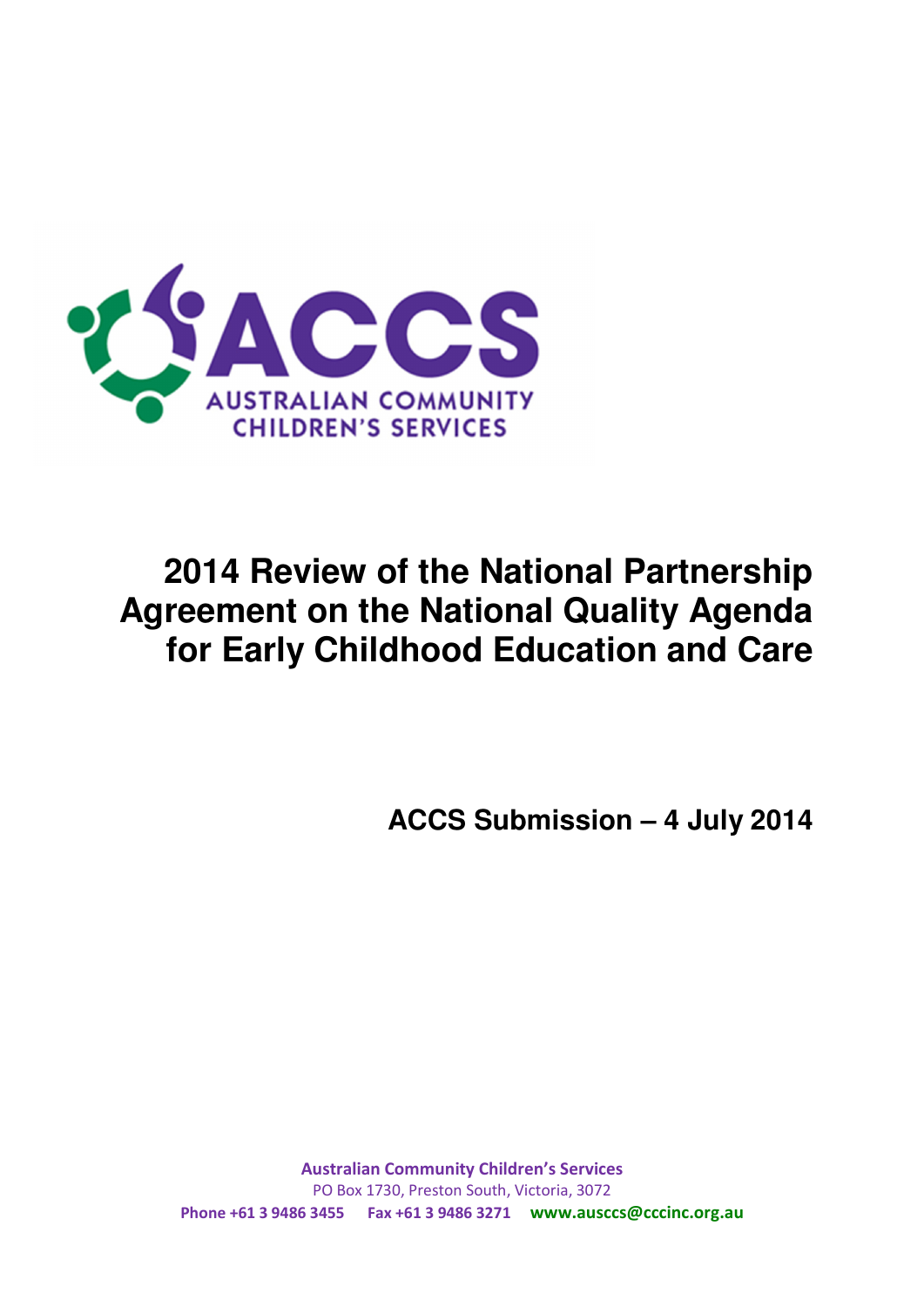ACCS

AUSTRALIAN COMMUNITY CHILDREN'S SERVICES

# 2014 Review of the National Partnership Agreement on the National Quality Agenda for Early Childhood Education and Care

**ACCS Submission – 4 July 2014**

**Australian Community Children's Services**
PO Box 1730, Preston South, Victoria, 3072
**Phone +61 3 9486 3455** **Fax +61 3 9486 3271** **www.ausccs@cccinc.org.au**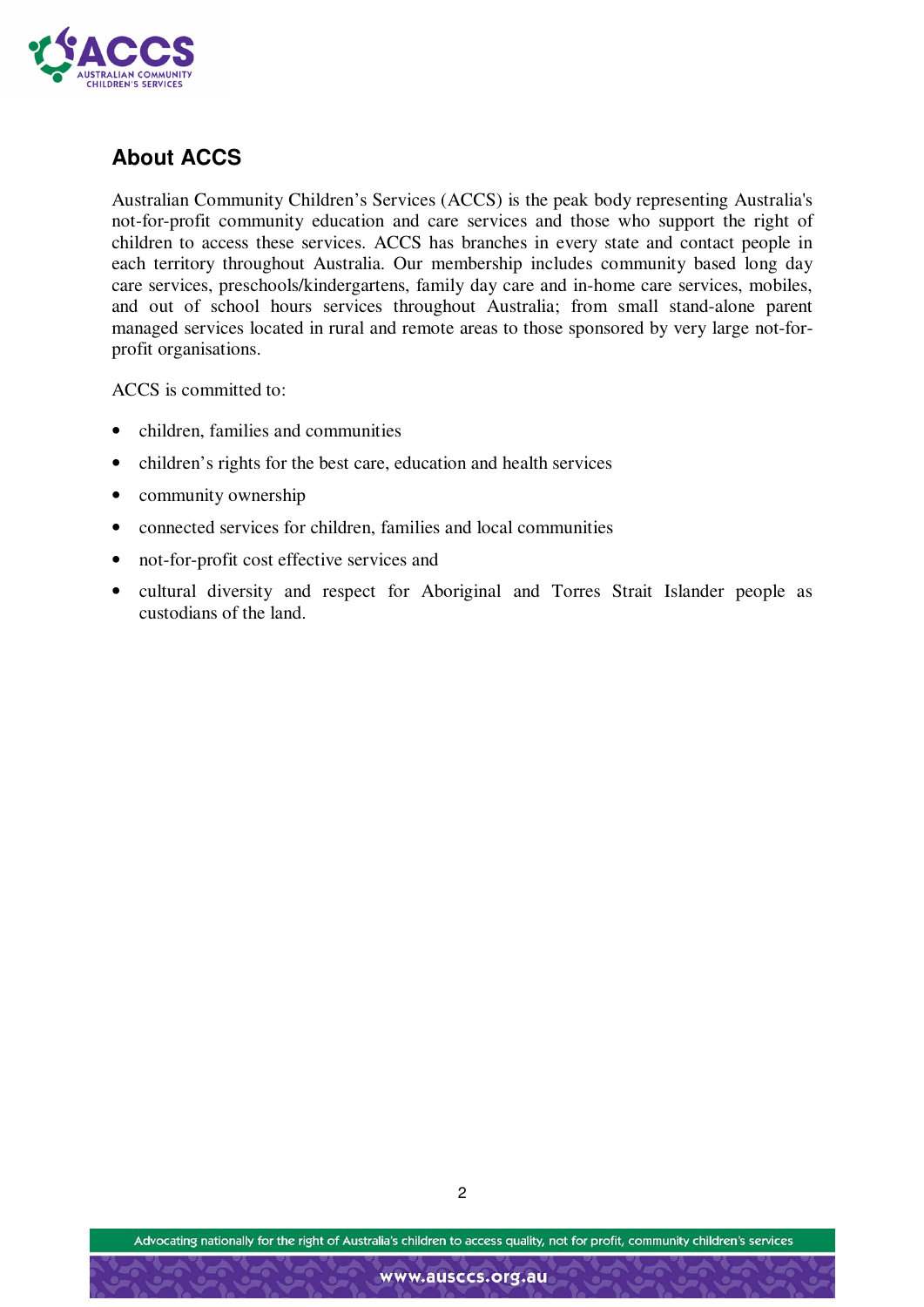## About ACCS

Australian Community Children's Services (ACCS) is the peak body representing Australia's not-for-profit community education and care services and those who support the right of children to access these services. ACCS has branches in every state and contact people in each territory throughout Australia. Our membership includes community based long day care services, preschools/kindergartens, family day care and in-home care services, mobiles, and out of school hours services throughout Australia; from small stand-alone parent managed services located in rural and remote areas to those sponsored by very large not-for-profit organisations.

ACCS is committed to:

- children, families and communities
- children's rights for the best care, education and health services
- community ownership
- connected services for children, families and local communities
- not-for-profit cost effective services and
- cultural diversity and respect for Aboriginal and Torres Strait Islander people as custodians of the land.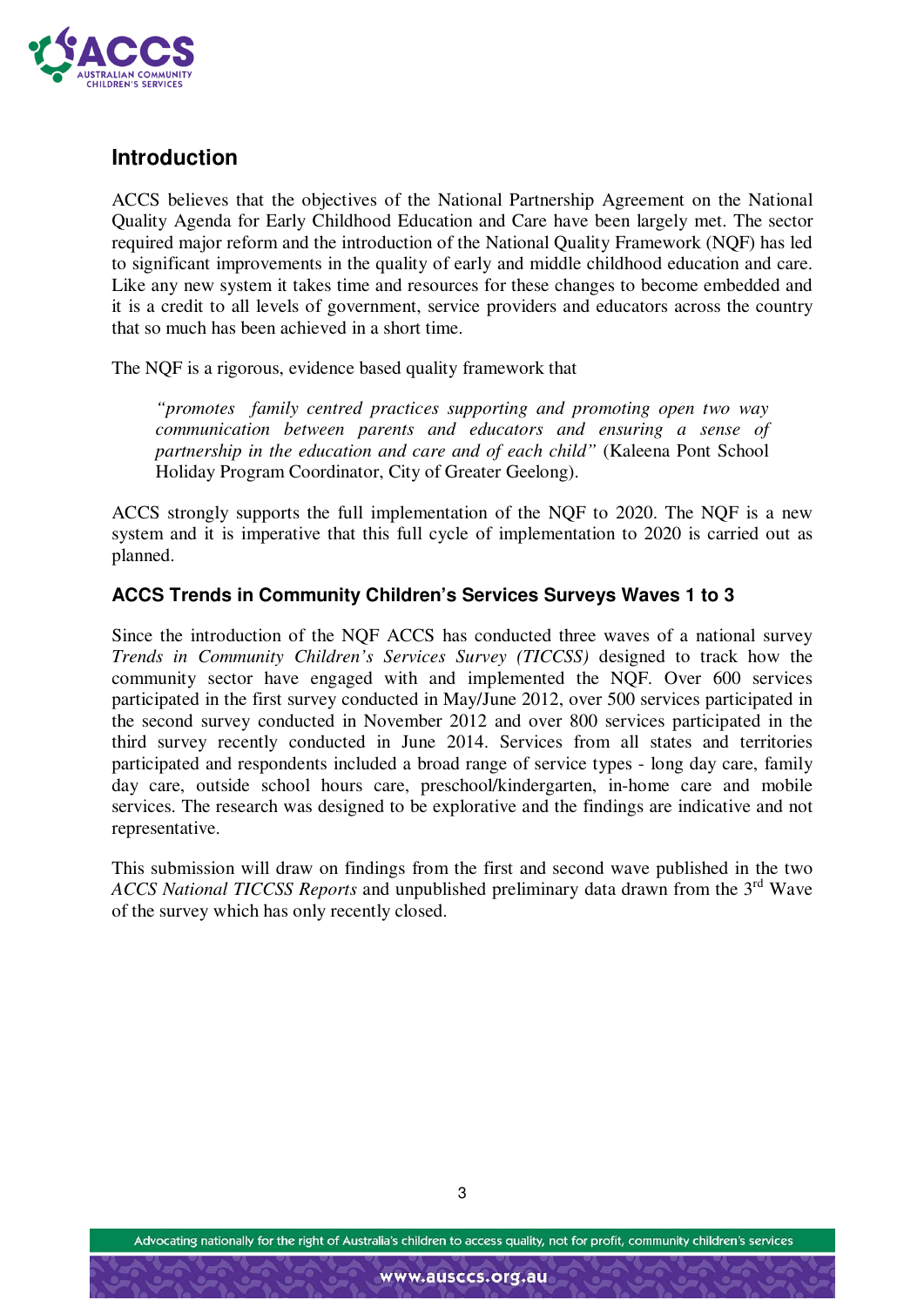## Introduction

ACCS believes that the objectives of the National Partnership Agreement on the National Quality Agenda for Early Childhood Education and Care have been largely met. The sector required major reform and the introduction of the National Quality Framework (NQF) has led to significant improvements in the quality of early and middle childhood education and care. Like any new system it takes time and resources for these changes to become embedded and it is a credit to all levels of government, service providers and educators across the country that so much has been achieved in a short time.

The NQF is a rigorous, evidence based quality framework that

> *"promotes family centred practices supporting and promoting open two way communication between parents and educators and ensuring a sense of partnership in the education and care and of each child"* (Kaleena Pont School Holiday Program Coordinator, City of Greater Geelong).

ACCS strongly supports the full implementation of the NQF to 2020. The NQF is a new system and it is imperative that this full cycle of implementation to 2020 is carried out as planned.

### ACCS Trends in Community Children's Services Surveys Waves 1 to 3

Since the introduction of the NQF ACCS has conducted three waves of a national survey *Trends in Community Children's Services Survey (TICCSS)* designed to track how the community sector have engaged with and implemented the NQF. Over 600 services participated in the first survey conducted in May/June 2012, over 500 services participated in the second survey conducted in November 2012 and over 800 services participated in the third survey recently conducted in June 2014. Services from all states and territories participated and respondents included a broad range of service types - long day care, family day care, outside school hours care, preschool/kindergarten, in-home care and mobile services. The research was designed to be explorative and the findings are indicative and not representative.

This submission will draw on findings from the first and second wave published in the two *ACCS National TICCSS Reports* and unpublished preliminary data drawn from the 3rd Wave of the survey which has only recently closed.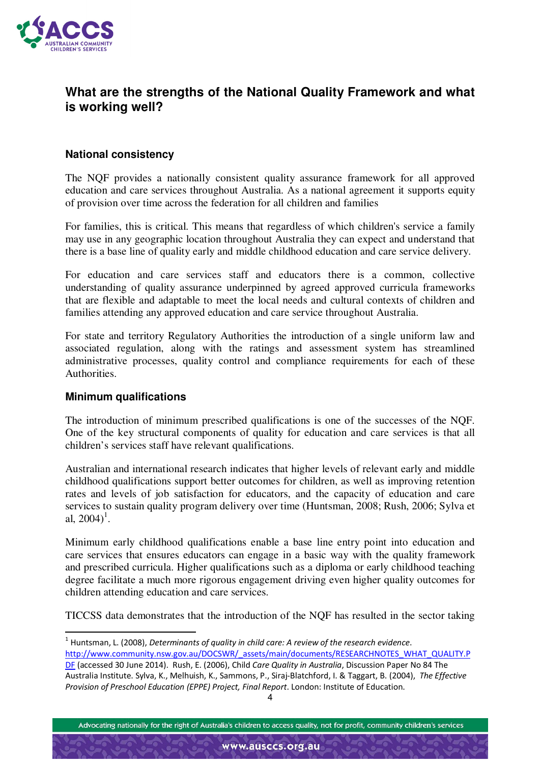## What are the strengths of the National Quality Framework and what is working well?

### National consistency

The NQF provides a nationally consistent quality assurance framework for all approved education and care services throughout Australia. As a national agreement it supports equity of provision over time across the federation for all children and families

For families, this is critical. This means that regardless of which children's service a family may use in any geographic location throughout Australia they can expect and understand that there is a base line of quality early and middle childhood education and care service delivery.

For education and care services staff and educators there is a common, collective understanding of quality assurance underpinned by agreed approved curricula frameworks that are flexible and adaptable to meet the local needs and cultural contexts of children and families attending any approved education and care service throughout Australia.

For state and territory Regulatory Authorities the introduction of a single uniform law and associated regulation, along with the ratings and assessment system has streamlined administrative processes, quality control and compliance requirements for each of these Authorities.

### Minimum qualifications

The introduction of minimum prescribed qualifications is one of the successes of the NQF. One of the key structural components of quality for education and care services is that all children's services staff have relevant qualifications.

Australian and international research indicates that higher levels of relevant early and middle childhood qualifications support better outcomes for children, as well as improving retention rates and levels of job satisfaction for educators, and the capacity of education and care services to sustain quality program delivery over time (Huntsman, 2008; Rush, 2006; Sylva et al, 2004)[1].

Minimum early childhood qualifications enable a base line entry point into education and care services that ensures educators can engage in a basic way with the quality framework and prescribed curricula. Higher qualifications such as a diploma or early childhood teaching degree facilitate a much more rigorous engagement driving even higher quality outcomes for children attending education and care services.

TICCSS data demonstrates that the introduction of the NQF has resulted in the sector taking

---

[1] Huntsman, L. (2008), *Determinants of quality in child care: A review of the research evidence*. http://www.community.nsw.gov.au/DOCSWR/_assets/main/documents/RESEARCHNOTES_WHAT_QUALITY.PDF (accessed 30 June 2014). Rush, E. (2006), Child *Care Quality in Australia*, Discussion Paper No 84 The Australia Institute. Sylva, K., Melhuish, K., Sammons, P., Siraj-Blatchford, I. & Taggart, B. (2004), *The Effective Provision of Preschool Education (EPPE) Project, Final Report*. London: Institute of Education.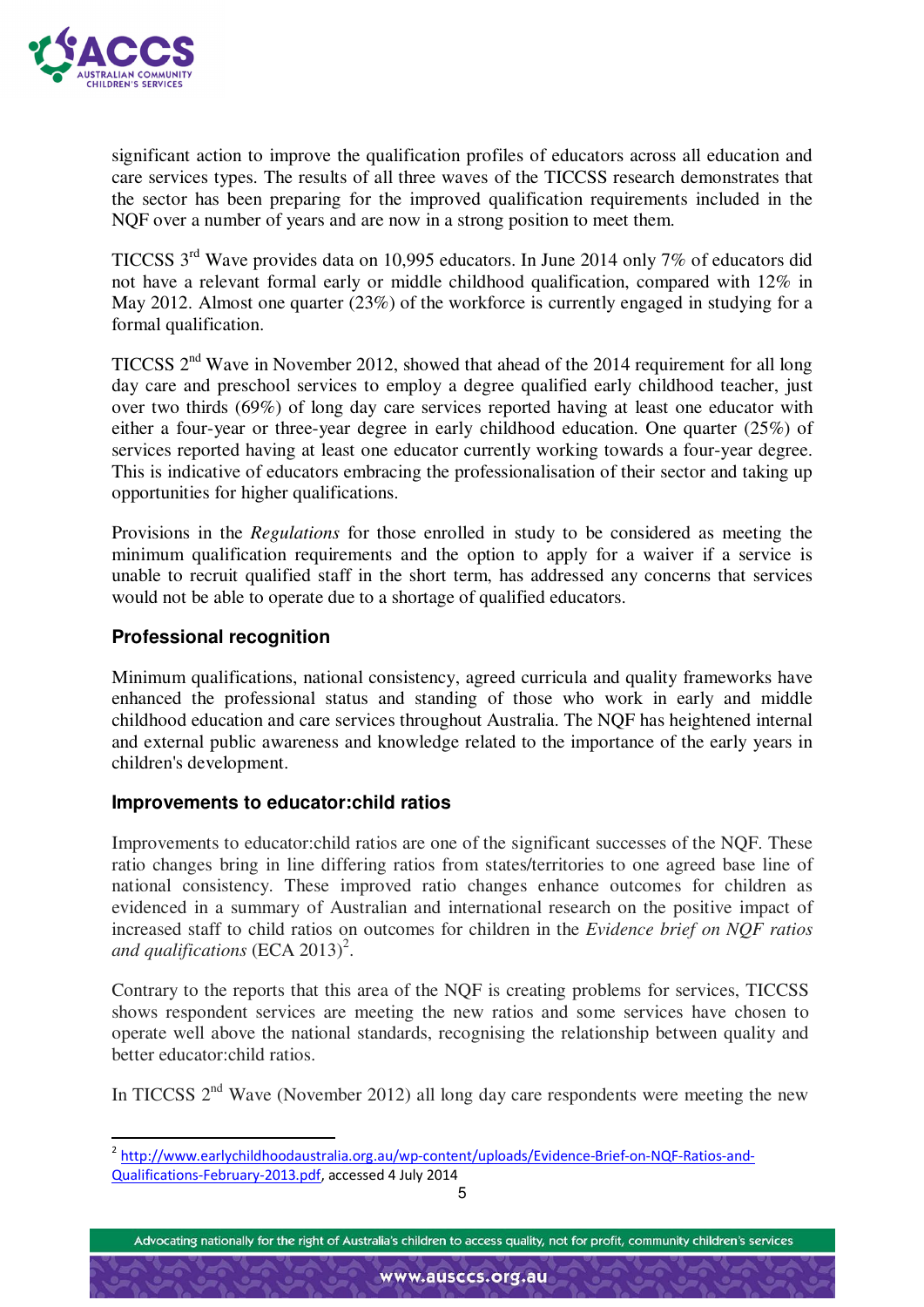significant action to improve the qualification profiles of educators across all education and care services types. The results of all three waves of the TICCSS research demonstrates that the sector has been preparing for the improved qualification requirements included in the NQF over a number of years and are now in a strong position to meet them.

TICCSS 3rd Wave provides data on 10,995 educators. In June 2014 only 7% of educators did not have a relevant formal early or middle childhood qualification, compared with 12% in May 2012. Almost one quarter (23%) of the workforce is currently engaged in studying for a formal qualification.

TICCSS 2nd Wave in November 2012, showed that ahead of the 2014 requirement for all long day care and preschool services to employ a degree qualified early childhood teacher, just over two thirds (69%) of long day care services reported having at least one educator with either a four-year or three-year degree in early childhood education. One quarter (25%) of services reported having at least one educator currently working towards a four-year degree. This is indicative of educators embracing the professionalisation of their sector and taking up opportunities for higher qualifications.

Provisions in the *Regulations* for those enrolled in study to be considered as meeting the minimum qualification requirements and the option to apply for a waiver if a service is unable to recruit qualified staff in the short term, has addressed any concerns that services would not be able to operate due to a shortage of qualified educators.

### Professional recognition

Minimum qualifications, national consistency, agreed curricula and quality frameworks have enhanced the professional status and standing of those who work in early and middle childhood education and care services throughout Australia. The NQF has heightened internal and external public awareness and knowledge related to the importance of the early years in children's development.

### Improvements to educator:child ratios

Improvements to educator:child ratios are one of the significant successes of the NQF. These ratio changes bring in line differing ratios from states/territories to one agreed base line of national consistency. These improved ratio changes enhance outcomes for children as evidenced in a summary of Australian and international research on the positive impact of increased staff to child ratios on outcomes for children in the *Evidence brief on NQF ratios and qualifications* (ECA 2013)[2].

Contrary to the reports that this area of the NQF is creating problems for services, TICCSS shows respondent services are meeting the new ratios and some services have chosen to operate well above the national standards, recognising the relationship between quality and better educator:child ratios.

In TICCSS 2nd Wave (November 2012) all long day care respondents were meeting the new

---

[2] http://www.earlychildhoodaustralia.org.au/wp-content/uploads/Evidence-Brief-on-NQF-Ratios-and-Qualifications-February-2013.pdf, accessed 4 July 2014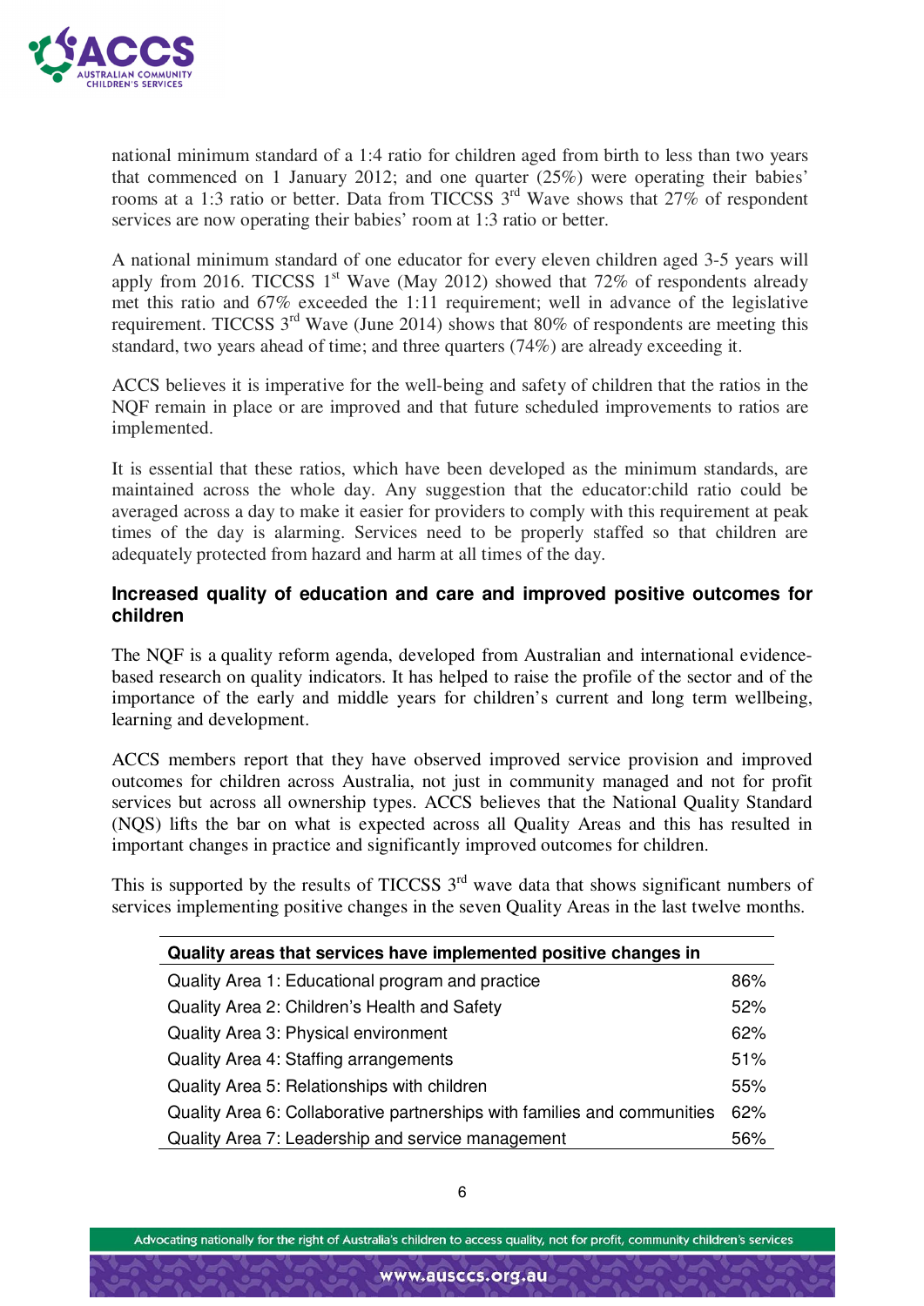national minimum standard of a 1:4 ratio for children aged from birth to less than two years that commenced on 1 January 2012; and one quarter (25%) were operating their babies' rooms at a 1:3 ratio or better. Data from TICCSS 3rd Wave shows that 27% of respondent services are now operating their babies' room at 1:3 ratio or better.

A national minimum standard of one educator for every eleven children aged 3-5 years will apply from 2016. TICCSS 1st Wave (May 2012) showed that 72% of respondents already met this ratio and 67% exceeded the 1:11 requirement; well in advance of the legislative requirement. TICCSS 3rd Wave (June 2014) shows that 80% of respondents are meeting this standard, two years ahead of time; and three quarters (74%) are already exceeding it.

ACCS believes it is imperative for the well-being and safety of children that the ratios in the NQF remain in place or are improved and that future scheduled improvements to ratios are implemented.

It is essential that these ratios, which have been developed as the minimum standards, are maintained across the whole day. Any suggestion that the educator:child ratio could be averaged across a day to make it easier for providers to comply with this requirement at peak times of the day is alarming. Services need to be properly staffed so that children are adequately protected from hazard and harm at all times of the day.

## Increased quality of education and care and improved positive outcomes for children

The NQF is a quality reform agenda, developed from Australian and international evidence-based research on quality indicators. It has helped to raise the profile of the sector and of the importance of the early and middle years for children's current and long term wellbeing, learning and development.

ACCS members report that they have observed improved service provision and improved outcomes for children across Australia, not just in community managed and not for profit services but across all ownership types. ACCS believes that the National Quality Standard (NQS) lifts the bar on what is expected across all Quality Areas and this has resulted in important changes in practice and significantly improved outcomes for children.

This is supported by the results of TICCSS 3rd wave data that shows significant numbers of services implementing positive changes in the seven Quality Areas in the last twelve months.

| Quality areas that services have implemented positive changes in | |
|---|---|
| Quality Area 1: Educational program and practice | 86% |
| Quality Area 2: Children's Health and Safety | 52% |
| Quality Area 3: Physical environment | 62% |
| Quality Area 4: Staffing arrangements | 51% |
| Quality Area 5: Relationships with children | 55% |
| Quality Area 6: Collaborative partnerships with families and communities | 62% |
| Quality Area 7: Leadership and service management | 56% |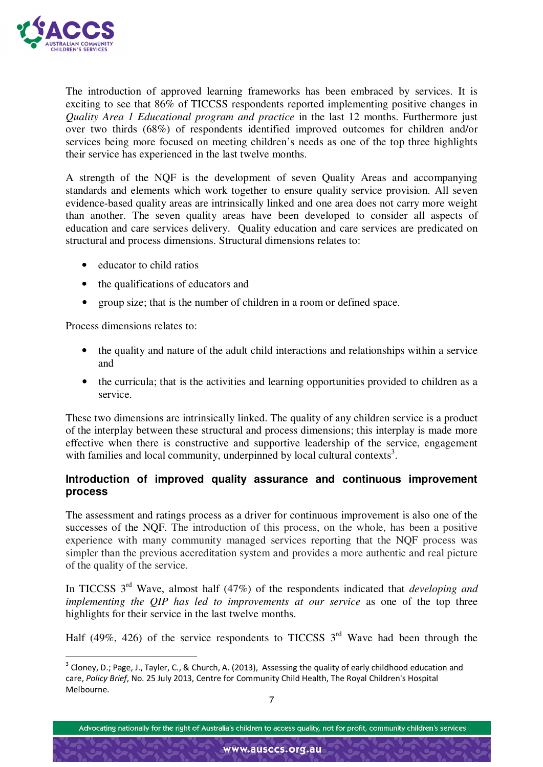The introduction of approved learning frameworks has been embraced by services. It is exciting to see that 86% of TICCSS respondents reported implementing positive changes in *Quality Area 1 Educational program and practice* in the last 12 months. Furthermore just over two thirds (68%) of respondents identified improved outcomes for children and/or services being more focused on meeting children's needs as one of the top three highlights their service has experienced in the last twelve months.

A strength of the NQF is the development of seven Quality Areas and accompanying standards and elements which work together to ensure quality service provision. All seven evidence-based quality areas are intrinsically linked and one area does not carry more weight than another. The seven quality areas have been developed to consider all aspects of education and care services delivery. Quality education and care services are predicated on structural and process dimensions. Structural dimensions relates to:

- educator to child ratios
- the qualifications of educators and
- group size; that is the number of children in a room or defined space.

Process dimensions relates to:

- the quality and nature of the adult child interactions and relationships within a service and
- the curricula; that is the activities and learning opportunities provided to children as a service.

These two dimensions are intrinsically linked. The quality of any children service is a product of the interplay between these structural and process dimensions; this interplay is made more effective when there is constructive and supportive leadership of the service, engagement with families and local community, underpinned by local cultural contexts[3].

## Introduction of improved quality assurance and continuous improvement process

The assessment and ratings process as a driver for continuous improvement is also one of the successes of the NQF. The introduction of this process, on the whole, has been a positive experience with many community managed services reporting that the NQF process was simpler than the previous accreditation system and provides a more authentic and real picture of the quality of the service.

In TICCSS 3rd Wave, almost half (47%) of the respondents indicated that *developing and implementing the QIP has led to improvements at our service* as one of the top three highlights for their service in the last twelve months.

Half (49%, 426) of the service respondents to TICCSS 3rd Wave had been through the

[3] Cloney, D.; Page, J., Tayler, C., & Church, A. (2013), Assessing the quality of early childhood education and care, *Policy Brief*, No. 25 July 2013, Centre for Community Child Health, The Royal Children's Hospital Melbourne.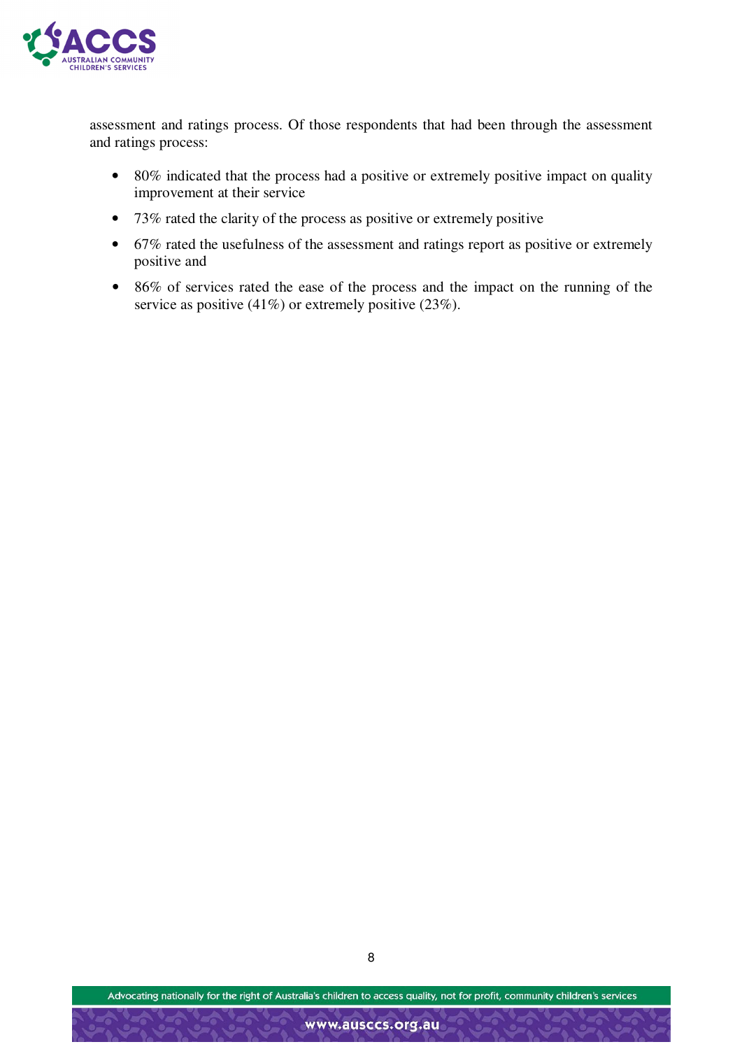assessment and ratings process. Of those respondents that had been through the assessment and ratings process:

- 80% indicated that the process had a positive or extremely positive impact on quality improvement at their service
- 73% rated the clarity of the process as positive or extremely positive
- 67% rated the usefulness of the assessment and ratings report as positive or extremely positive and
- 86% of services rated the ease of the process and the impact on the running of the service as positive (41%) or extremely positive (23%).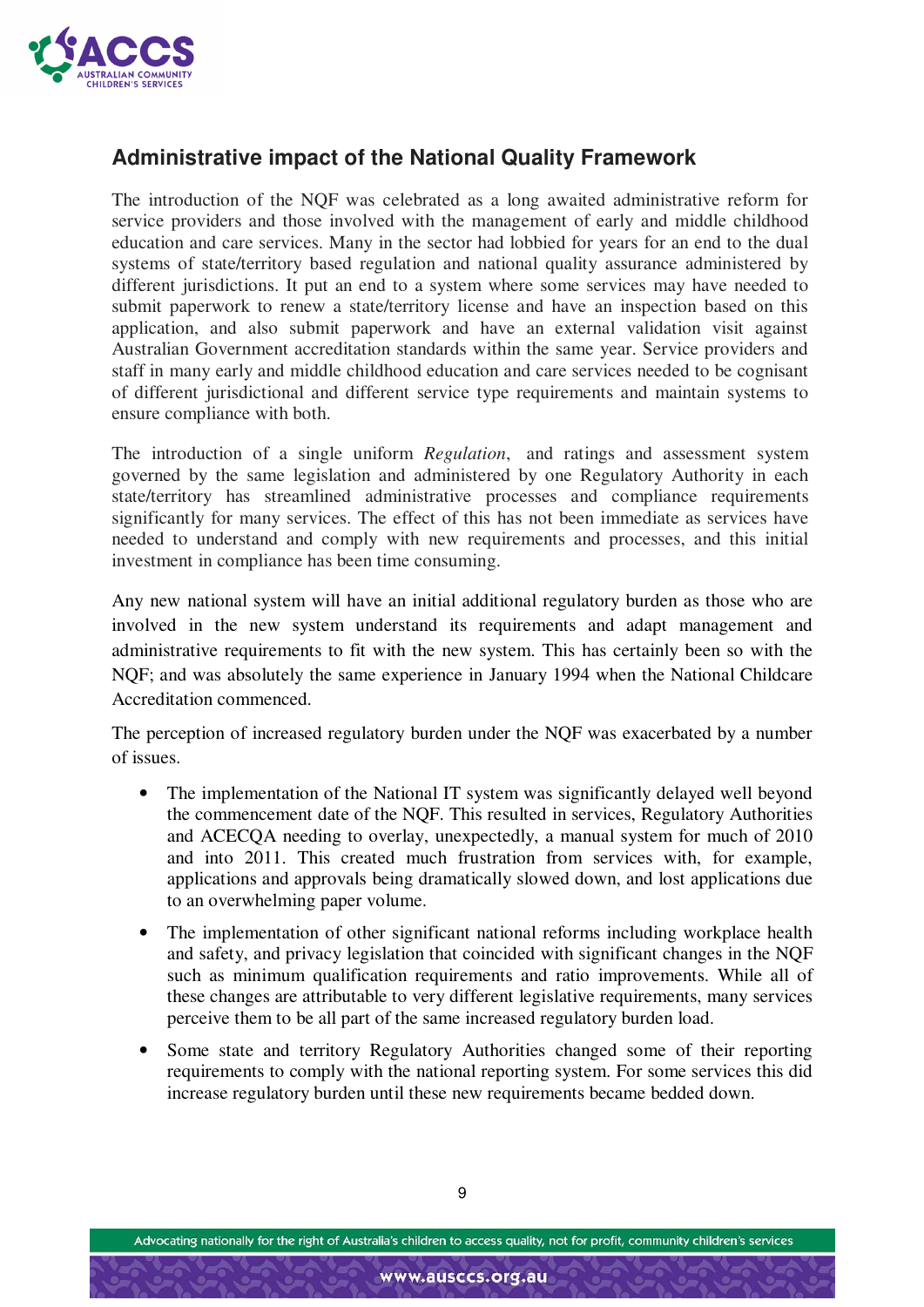## Administrative impact of the National Quality Framework

The introduction of the NQF was celebrated as a long awaited administrative reform for service providers and those involved with the management of early and middle childhood education and care services. Many in the sector had lobbied for years for an end to the dual systems of state/territory based regulation and national quality assurance administered by different jurisdictions. It put an end to a system where some services may have needed to submit paperwork to renew a state/territory license and have an inspection based on this application, and also submit paperwork and have an external validation visit against Australian Government accreditation standards within the same year. Service providers and staff in many early and middle childhood education and care services needed to be cognisant of different jurisdictional and different service type requirements and maintain systems to ensure compliance with both.

The introduction of a single uniform *Regulation*, and ratings and assessment system governed by the same legislation and administered by one Regulatory Authority in each state/territory has streamlined administrative processes and compliance requirements significantly for many services. The effect of this has not been immediate as services have needed to understand and comply with new requirements and processes, and this initial investment in compliance has been time consuming.

Any new national system will have an initial additional regulatory burden as those who are involved in the new system understand its requirements and adapt management and administrative requirements to fit with the new system. This has certainly been so with the NQF; and was absolutely the same experience in January 1994 when the National Childcare Accreditation commenced.

The perception of increased regulatory burden under the NQF was exacerbated by a number of issues.

- The implementation of the National IT system was significantly delayed well beyond the commencement date of the NQF. This resulted in services, Regulatory Authorities and ACECQA needing to overlay, unexpectedly, a manual system for much of 2010 and into 2011. This created much frustration from services with, for example, applications and approvals being dramatically slowed down, and lost applications due to an overwhelming paper volume.
- The implementation of other significant national reforms including workplace health and safety, and privacy legislation that coincided with significant changes in the NQF such as minimum qualification requirements and ratio improvements. While all of these changes are attributable to very different legislative requirements, many services perceive them to be all part of the same increased regulatory burden load.
- Some state and territory Regulatory Authorities changed some of their reporting requirements to comply with the national reporting system. For some services this did increase regulatory burden until these new requirements became bedded down.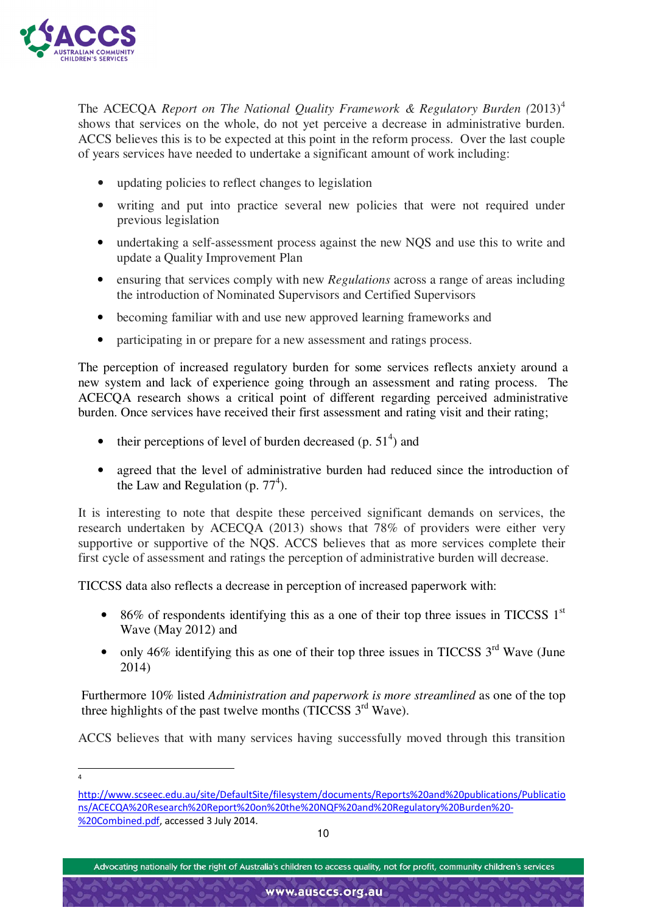The ACECQA *Report on The National Quality Framework & Regulatory Burden (*2013)[4] shows that services on the whole, do not yet perceive a decrease in administrative burden. ACCS believes this is to be expected at this point in the reform process. Over the last couple of years services have needed to undertake a significant amount of work including:

- updating policies to reflect changes to legislation
- writing and put into practice several new policies that were not required under previous legislation
- undertaking a self-assessment process against the new NQS and use this to write and update a Quality Improvement Plan
- ensuring that services comply with new *Regulations* across a range of areas including the introduction of Nominated Supervisors and Certified Supervisors
- becoming familiar with and use new approved learning frameworks and
- participating in or prepare for a new assessment and ratings process.

The perception of increased regulatory burden for some services reflects anxiety around a new system and lack of experience going through an assessment and rating process. The ACECQA research shows a critical point of different regarding perceived administrative burden. Once services have received their first assessment and rating visit and their rating;

- their perceptions of level of burden decreased (p. 51[4]) and
- agreed that the level of administrative burden had reduced since the introduction of the Law and Regulation (p. 77[4]).

It is interesting to note that despite these perceived significant demands on services, the research undertaken by ACECQA (2013) shows that 78% of providers were either very supportive or supportive of the NQS. ACCS believes that as more services complete their first cycle of assessment and ratings the perception of administrative burden will decrease.

TICCSS data also reflects a decrease in perception of increased paperwork with:

- 86% of respondents identifying this as a one of their top three issues in TICCSS 1st Wave (May 2012) and
- only 46% identifying this as one of their top three issues in TICCSS 3rd Wave (June 2014)

Furthermore 10% listed *Administration and paperwork is more streamlined* as one of the top three highlights of the past twelve months (TICCSS 3rd Wave).

ACCS believes that with many services having successfully moved through this transition

---

4 http://www.scseec.edu.au/site/DefaultSite/filesystem/documents/Reports%20and%20publications/Publications/ACECQA%20Research%20Report%20on%20the%20NQF%20and%20Regulatory%20Burden%20-%20Combined.pdf, accessed 3 July 2014.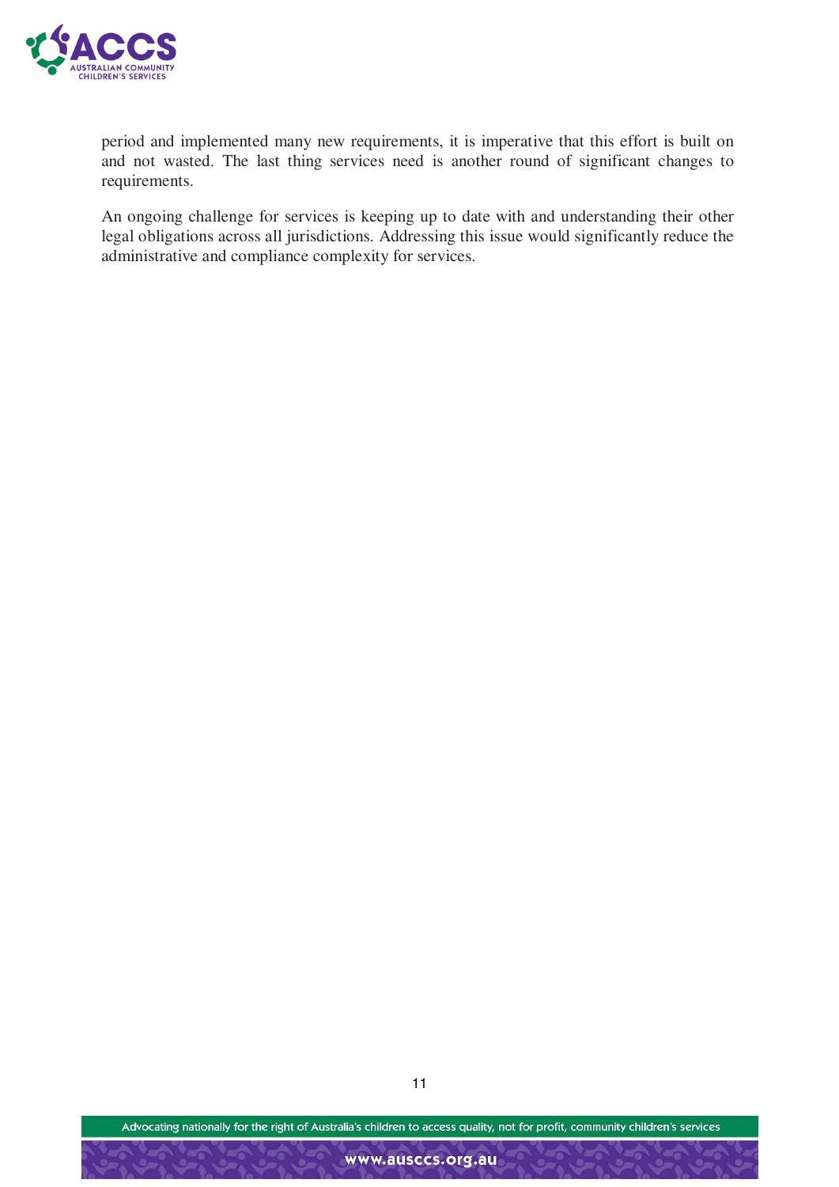period and implemented many new requirements, it is imperative that this effort is built on and not wasted. The last thing services need is another round of significant changes to requirements.

An ongoing challenge for services is keeping up to date with and understanding their other legal obligations across all jurisdictions. Addressing this issue would significantly reduce the administrative and compliance complexity for services.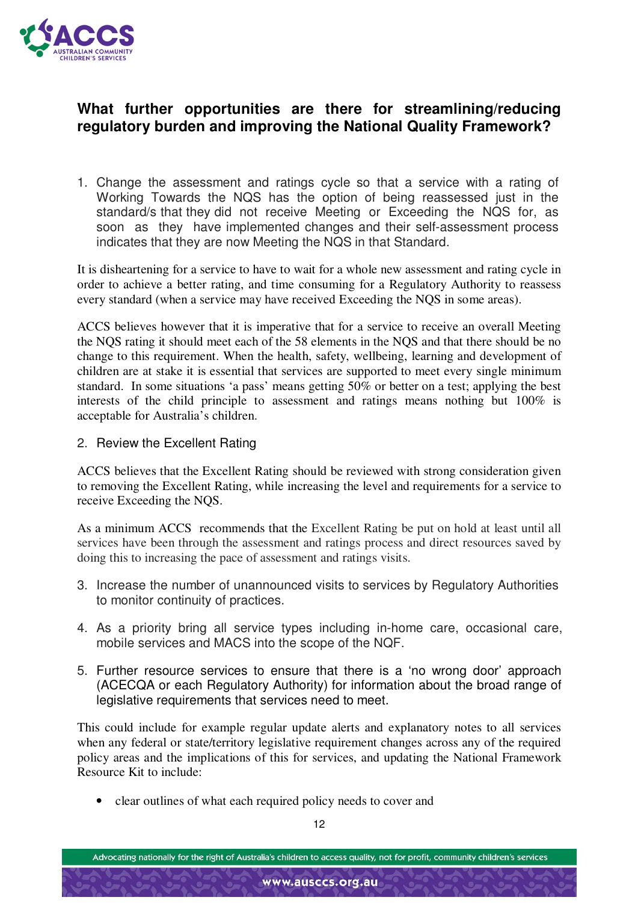## What further opportunities are there for streamlining/reducing regulatory burden and improving the National Quality Framework?

1. Change the assessment and ratings cycle so that a service with a rating of Working Towards the NQS has the option of being reassessed just in the standard/s that they did not receive Meeting or Exceeding the NQS for, as soon as they have implemented changes and their self-assessment process indicates that they are now Meeting the NQS in that Standard.

It is disheartening for a service to have to wait for a whole new assessment and rating cycle in order to achieve a better rating, and time consuming for a Regulatory Authority to reassess every standard (when a service may have received Exceeding the NQS in some areas).

ACCS believes however that it is imperative that for a service to receive an overall Meeting the NQS rating it should meet each of the 58 elements in the NQS and that there should be no change to this requirement. When the health, safety, wellbeing, learning and development of children are at stake it is essential that services are supported to meet every single minimum standard. In some situations 'a pass' means getting 50% or better on a test; applying the best interests of the child principle to assessment and ratings means nothing but 100% is acceptable for Australia's children.

2. Review the Excellent Rating

ACCS believes that the Excellent Rating should be reviewed with strong consideration given to removing the Excellent Rating, while increasing the level and requirements for a service to receive Exceeding the NQS.

As a minimum ACCS recommends that the Excellent Rating be put on hold at least until all services have been through the assessment and ratings process and direct resources saved by doing this to increasing the pace of assessment and ratings visits.

3. Increase the number of unannounced visits to services by Regulatory Authorities to monitor continuity of practices.

4. As a priority bring all service types including in-home care, occasional care, mobile services and MACS into the scope of the NQF.

5. Further resource services to ensure that there is a 'no wrong door' approach (ACECQA or each Regulatory Authority) for information about the broad range of legislative requirements that services need to meet.

This could include for example regular update alerts and explanatory notes to all services when any federal or state/territory legislative requirement changes across any of the required policy areas and the implications of this for services, and updating the National Framework Resource Kit to include:

- clear outlines of what each required policy needs to cover and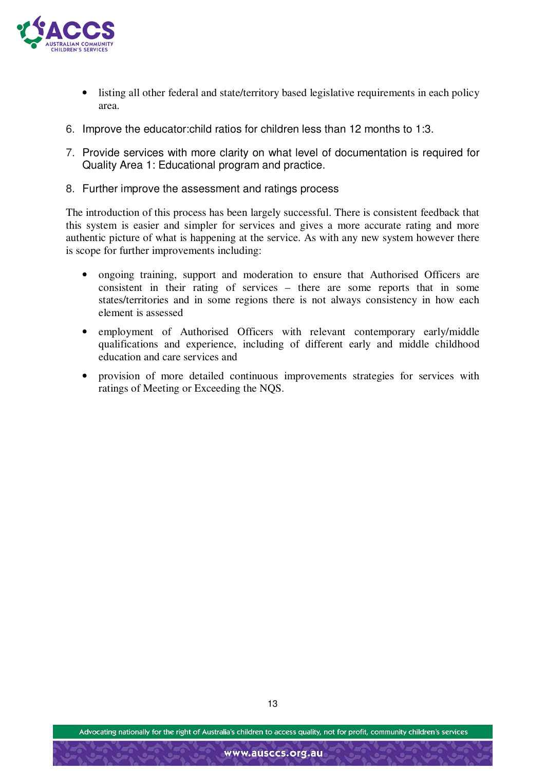- listing all other federal and state/territory based legislative requirements in each policy area.

6. Improve the educator:child ratios for children less than 12 months to 1:3.

7. Provide services with more clarity on what level of documentation is required for Quality Area 1: Educational program and practice.

8. Further improve the assessment and ratings process

The introduction of this process has been largely successful. There is consistent feedback that this system is easier and simpler for services and gives a more accurate rating and more authentic picture of what is happening at the service. As with any new system however there is scope for further improvements including:

- ongoing training, support and moderation to ensure that Authorised Officers are consistent in their rating of services – there are some reports that in some states/territories and in some regions there is not always consistency in how each element is assessed

- employment of Authorised Officers with relevant contemporary early/middle qualifications and experience, including of different early and middle childhood education and care services and

- provision of more detailed continuous improvements strategies for services with ratings of Meeting or Exceeding the NQS.